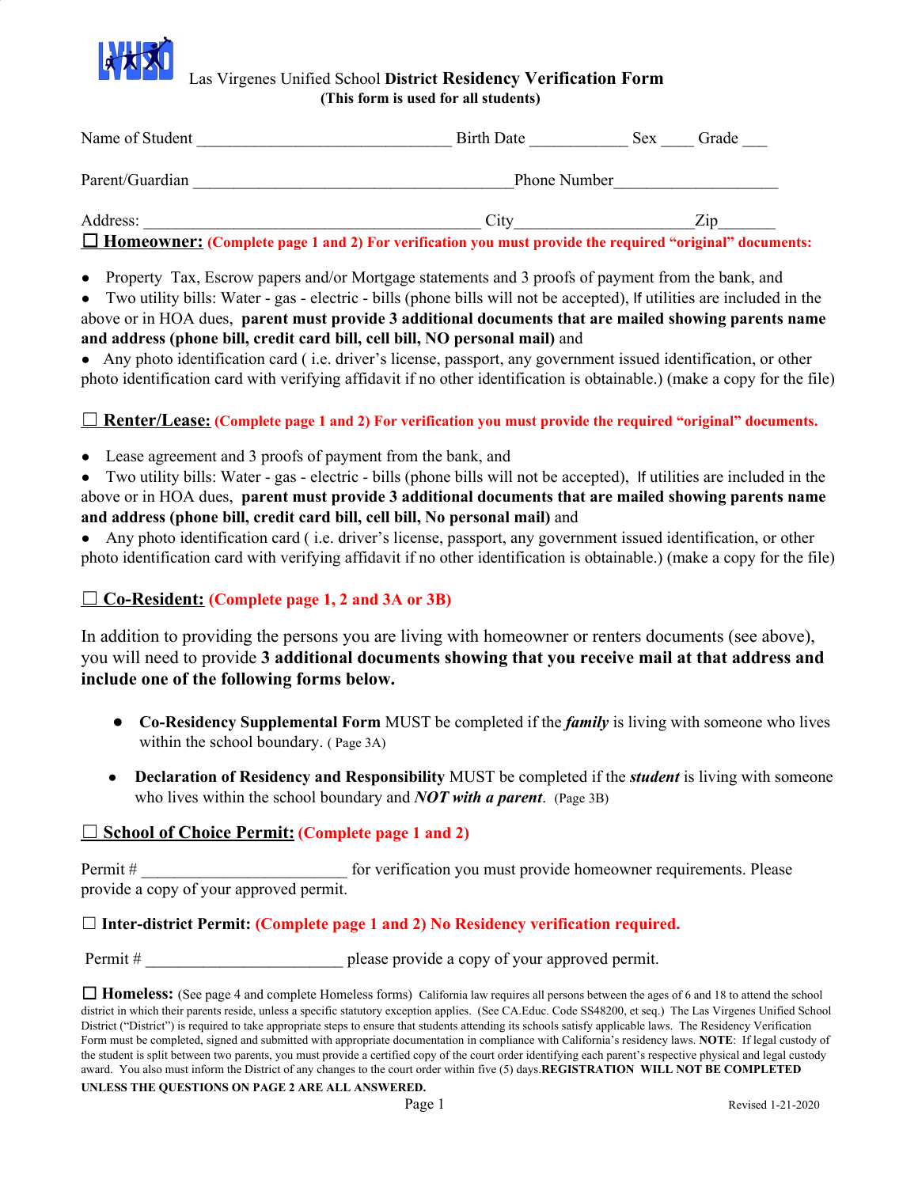# Las Virgenes Unified School **District Residency Verification Form**

**(This form is used for all students)**

Name of Student ______________________________ Birth Date ___________ Sex ____ Grade ___

Parent/Guardian ______________________________________ Phone Number___________________

Address: ________________________________________ City____________________Zip_______

☐ **Homeowner:** **(Complete page 1 and 2) For verification you must provide the required "original" documents:**

- Property Tax, Escrow papers and/or Mortgage statements and 3 proofs of payment from the bank, and
- Two utility bills: Water - gas - electric - bills (phone bills will not be accepted), If utilities are included in the above or in HOA dues, **parent must provide 3 additional documents that are mailed showing parents name and address (phone bill, credit card bill, cell bill, NO personal mail)** and
- Any photo identification card ( i.e. driver's license, passport, any government issued identification, or other photo identification card with verifying affidavit if no other identification is obtainable.) (make a copy for the file)

☐ **Renter/Lease:** **(Complete page 1 and 2) For verification you must provide the required "original" documents.**

- Lease agreement and 3 proofs of payment from the bank, and
- Two utility bills: Water - gas - electric - bills (phone bills will not be accepted), If utilities are included in the above or in HOA dues, **parent must provide 3 additional documents that are mailed showing parents name and address (phone bill, credit card bill, cell bill, No personal mail)** and
- Any photo identification card ( i.e. driver's license, passport, any government issued identification, or other photo identification card with verifying affidavit if no other identification is obtainable.) (make a copy for the file)

☐ **Co-Resident:** **(Complete page 1, 2 and 3A or 3B)**

In addition to providing the persons you are living with homeowner or renters documents (see above), you will need to provide **3 additional documents showing that you receive mail at that address and include one of the following forms below.**

- **Co-Residency Supplemental Form** MUST be completed if the ***family*** is living with someone who lives within the school boundary. ( Page 3A)
- **Declaration of Residency and Responsibility** MUST be completed if the ***student*** is living with someone who lives within the school boundary and ***NOT with a parent***. (Page 3B)

☐ **School of Choice Permit:** **(Complete page 1 and 2)**

Permit # ________________________ for verification you must provide homeowner requirements. Please provide a copy of your approved permit.

☐ **Inter-district Permit:** **(Complete page 1 and 2) No Residency verification required.**

Permit # _______________________ please provide a copy of your approved permit.

☐ **Homeless:** (See page 4 and complete Homeless forms) California law requires all persons between the ages of 6 and 18 to attend the school district in which their parents reside, unless a specific statutory exception applies. (See CA.Educ. Code SS48200, et seq.) The Las Virgenes Unified School District ("District") is required to take appropriate steps to ensure that students attending its schools satisfy applicable laws. The Residency Verification Form must be completed, signed and submitted with appropriate documentation in compliance with California's residency laws. **NOTE**: If legal custody of the student is split between two parents, you must provide a certified copy of the court order identifying each parent's respective physical and legal custody award. You also must inform the District of any changes to the court order within five (5) days.**REGISTRATION WILL NOT BE COMPLETED UNLESS THE QUESTIONS ON PAGE 2 ARE ALL ANSWERED.**

Revised 1-21-2020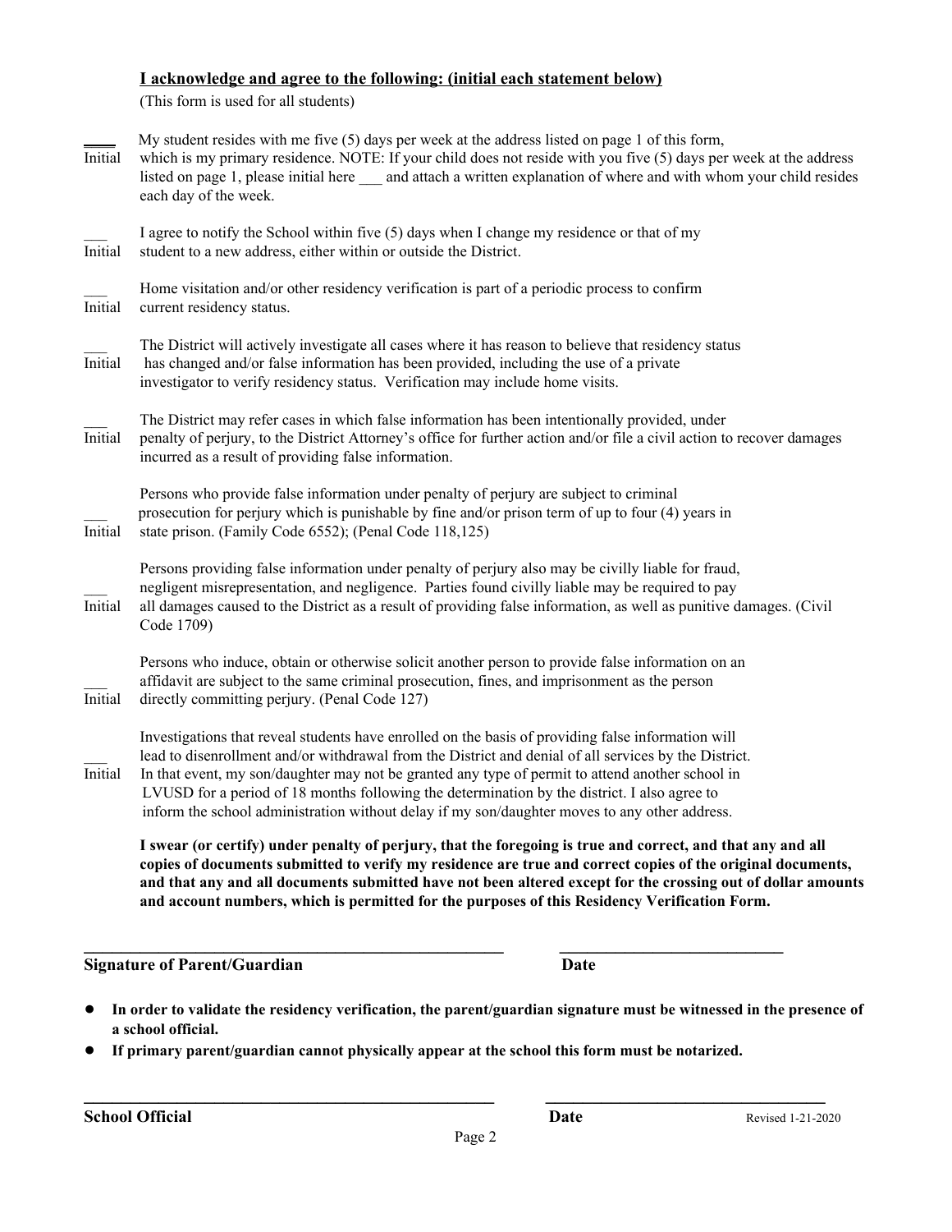**I acknowledge and agree to the following: (initial each statement below)**

(This form is used for all students)

____ Initial — My student resides with me five (5) days per week at the address listed on page 1 of this form, which is my primary residence. NOTE: If your child does not reside with you five (5) days per week at the address listed on page 1, please initial here ___ and attach a written explanation of where and with whom your child resides each day of the week.

___ Initial — I agree to notify the School within five (5) days when I change my residence or that of my student to a new address, either within or outside the District.

___ Initial — Home visitation and/or other residency verification is part of a periodic process to confirm current residency status.

___ Initial — The District will actively investigate all cases where it has reason to believe that residency status has changed and/or false information has been provided, including the use of a private investigator to verify residency status. Verification may include home visits.

___ Initial — The District may refer cases in which false information has been intentionally provided, under penalty of perjury, to the District Attorney's office for further action and/or file a civil action to recover damages incurred as a result of providing false information.

___ Initial — Persons who provide false information under penalty of perjury are subject to criminal prosecution for perjury which is punishable by fine and/or prison term of up to four (4) years in state prison. (Family Code 6552); (Penal Code 118,125)

___ Initial — Persons providing false information under penalty of perjury also may be civilly liable for fraud, negligent misrepresentation, and negligence. Parties found civilly liable may be required to pay all damages caused to the District as a result of providing false information, as well as punitive damages. (Civil Code 1709)

___ Initial — Persons who induce, obtain or otherwise solicit another person to provide false information on an affidavit are subject to the same criminal prosecution, fines, and imprisonment as the person directly committing perjury. (Penal Code 127)

___ Initial — Investigations that reveal students have enrolled on the basis of providing false information will lead to disenrollment and/or withdrawal from the District and denial of all services by the District. In that event, my son/daughter may not be granted any type of permit to attend another school in LVUSD for a period of 18 months following the determination by the district. I also agree to inform the school administration without delay if my son/daughter moves to any other address.

**I swear (or certify) under penalty of perjury, that the foregoing is true and correct, and that any and all copies of documents submitted to verify my residence are true and correct copies of the original documents, and that any and all documents submitted have not been altered except for the crossing out of dollar amounts and account numbers, which is permitted for the purposes of this Residency Verification Form.**

_______________________________________________ ____________________________

**Signature of Parent/Guardian** **Date**

- **In order to validate the residency verification, the parent/guardian signature must be witnessed in the presence of a school official.**
- **If primary parent/guardian cannot physically appear at the school this form must be notarized.**

_______________________________________________ ____________________________

**School Official** **Date**

Revised 1-21-2020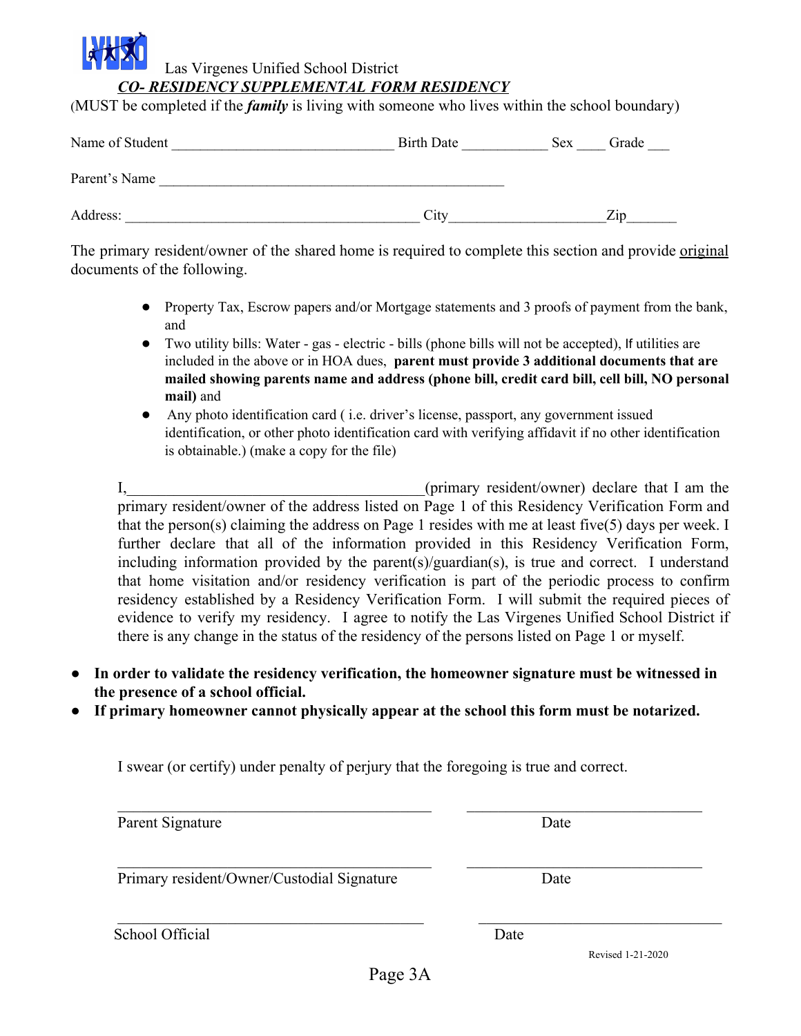Las Virgenes Unified School District

***CO- RESIDENCY SUPPLEMENTAL FORM RESIDENCY***

(MUST be completed if the ***family*** is living with someone who lives within the school boundary)

Name of Student ______________________________ Birth Date ___________ Sex ____ Grade ___

Parent's Name _______________________________________________

Address: ________________________________________ City____________________Zip_______

The primary resident/owner of the shared home is required to complete this section and provide <u>original</u> documents of the following.

- Property Tax, Escrow papers and/or Mortgage statements and 3 proofs of payment from the bank, and
- Two utility bills: Water - gas - electric - bills (phone bills will not be accepted), If utilities are included in the above or in HOA dues, **parent must provide 3 additional documents that are mailed showing parents name and address (phone bill, credit card bill, cell bill, NO personal mail)** and
- Any photo identification card ( i.e. driver's license, passport, any government issued identification, or other photo identification card with verifying affidavit if no other identification is obtainable.) (make a copy for the file)

I,_____________________________________(primary resident/owner) declare that I am the primary resident/owner of the address listed on Page 1 of this Residency Verification Form and that the person(s) claiming the address on Page 1 resides with me at least five(5) days per week. I further declare that all of the information provided in this Residency Verification Form, including information provided by the parent(s)/guardian(s), is true and correct. I understand that home visitation and/or residency verification is part of the periodic process to confirm residency established by a Residency Verification Form. I will submit the required pieces of evidence to verify my residency. I agree to notify the Las Virgenes Unified School District if there is any change in the status of the residency of the persons listed on Page 1 or myself.

- **In order to validate the residency verification, the homeowner signature must be witnessed in the presence of a school official.**
- **If primary homeowner cannot physically appear at the school this form must be notarized.**

I swear (or certify) under penalty of perjury that the foregoing is true and correct.

__________________________________________ ________________________________

Parent Signature Date

__________________________________________ ________________________________

Primary resident/Owner/Custodial Signature Date

__________________________________________ ________________________________

School Official Date

Revised 1-21-2020

Page 3A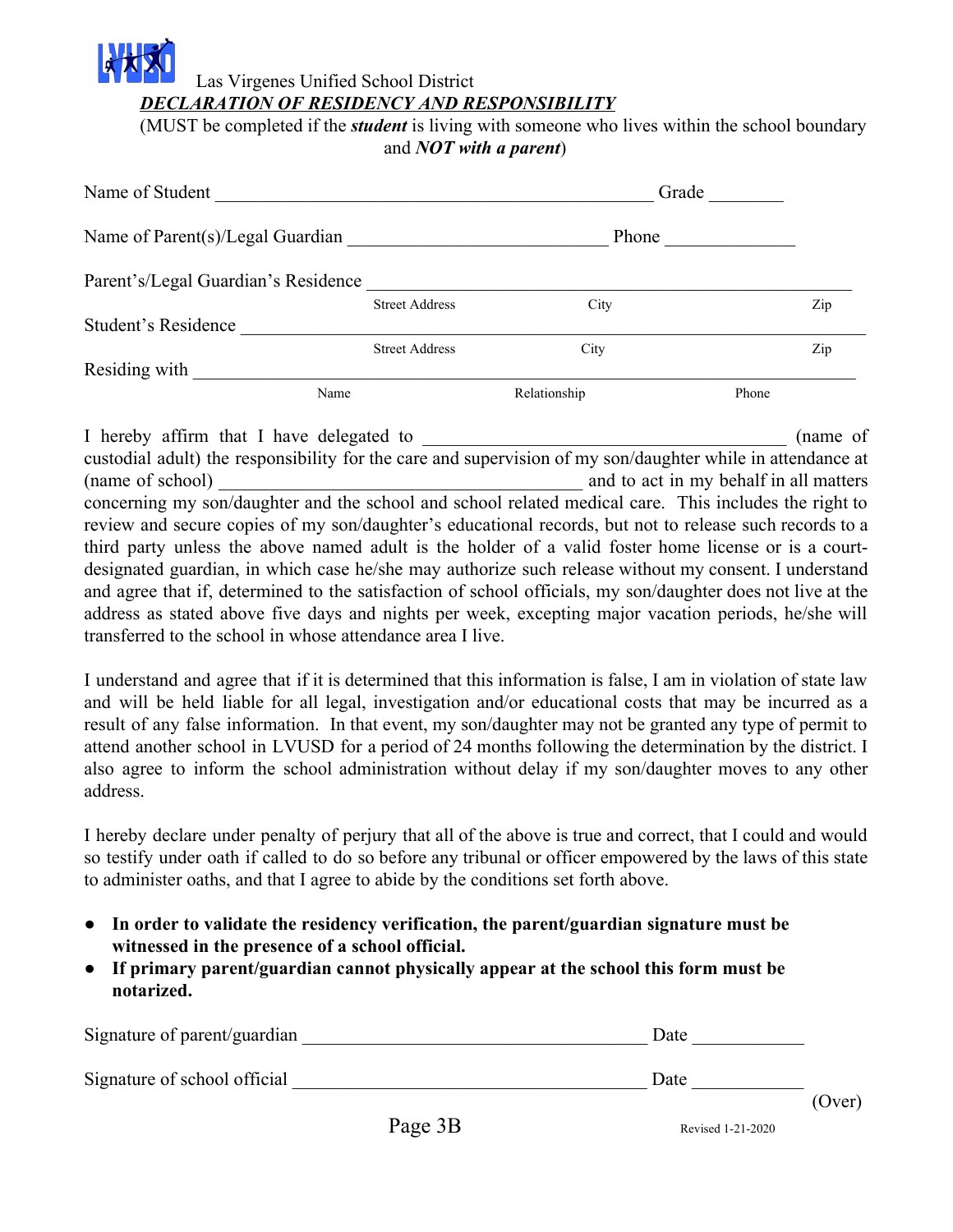Las Virgenes Unified School District

***DECLARATION OF RESIDENCY AND RESPONSIBILITY***

(MUST be completed if the ***student*** is living with someone who lives within the school boundary and ***NOT with a parent***)

Name of Student ______________________________________________ Grade ________

Name of Parent(s)/Legal Guardian ___________________________ Phone _____________

Parent's/Legal Guardian's Residence _____________________________________________________
Street Address City Zip

Student's Residence ___________________________________________________________________
Street Address City Zip

Residing with _______________________________________________________________________
Name Relationship Phone

I hereby affirm that I have delegated to _____________________________________ (name of custodial adult) the responsibility for the care and supervision of my son/daughter while in attendance at (name of school) _______________________________________ and to act in my behalf in all matters concerning my son/daughter and the school and school related medical care. This includes the right to review and secure copies of my son/daughter's educational records, but not to release such records to a third party unless the above named adult is the holder of a valid foster home license or is a court-designated guardian, in which case he/she may authorize such release without my consent. I understand and agree that if, determined to the satisfaction of school officials, my son/daughter does not live at the address as stated above five days and nights per week, excepting major vacation periods, he/she will transferred to the school in whose attendance area I live.

I understand and agree that if it is determined that this information is false, I am in violation of state law and will be held liable for all legal, investigation and/or educational costs that may be incurred as a result of any false information. In that event, my son/daughter may not be granted any type of permit to attend another school in LVUSD for a period of 24 months following the determination by the district. I also agree to inform the school administration without delay if my son/daughter moves to any other address.

I hereby declare under penalty of perjury that all of the above is true and correct, that I could and would so testify under oath if called to do so before any tribunal or officer empowered by the laws of this state to administer oaths, and that I agree to abide by the conditions set forth above.

- **In order to validate the residency verification, the parent/guardian signature must be witnessed in the presence of a school official.**
- **If primary parent/guardian cannot physically appear at the school this form must be notarized.**

Signature of parent/guardian ____________________________________ Date ___________

Signature of school official _____________________________________ Date ___________

(Over)

Page 3B

Revised 1-21-2020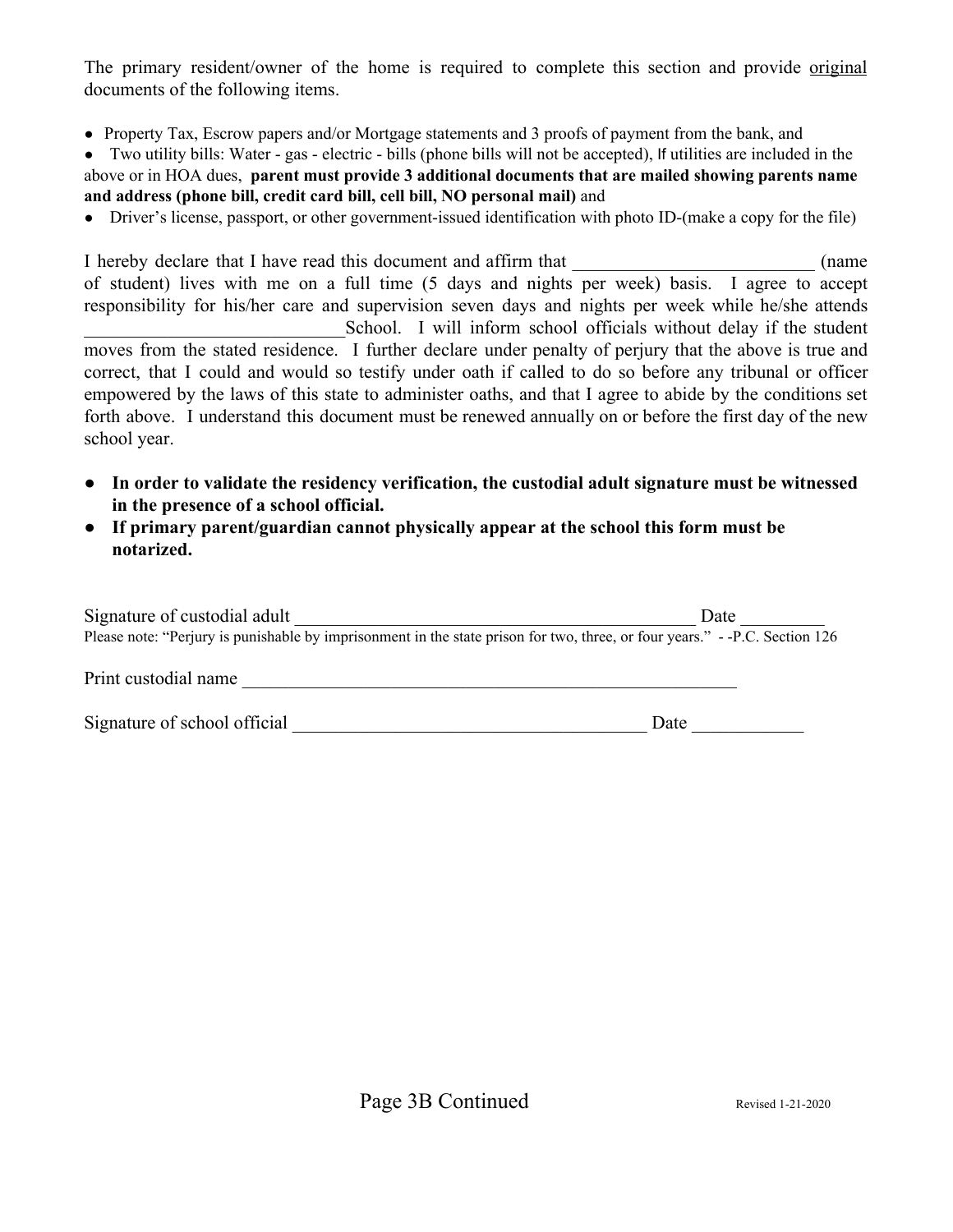The primary resident/owner of the home is required to complete this section and provide <u>original</u> documents of the following items.

- Property Tax, Escrow papers and/or Mortgage statements and 3 proofs of payment from the bank, and
- Two utility bills: Water - gas - electric - bills (phone bills will not be accepted), If utilities are included in the above or in HOA dues, **parent must provide 3 additional documents that are mailed showing parents name and address (phone bill, credit card bill, cell bill, NO personal mail)** and
- Driver's license, passport, or other government-issued identification with photo ID-(make a copy for the file)

I hereby declare that I have read this document and affirm that ___________________________ (name of student) lives with me on a full time (5 days and nights per week) basis. I agree to accept responsibility for his/her care and supervision seven days and nights per week while he/she attends ____________________________School. I will inform school officials without delay if the student moves from the stated residence. I further declare under penalty of perjury that the above is true and correct, that I could and would so testify under oath if called to do so before any tribunal or officer empowered by the laws of this state to administer oaths, and that I agree to abide by the conditions set forth above. I understand this document must be renewed annually on or before the first day of the new school year.

- **In order to validate the residency verification, the custodial adult signature must be witnessed in the presence of a school official.**
- **If primary parent/guardian cannot physically appear at the school this form must be notarized.**

Signature of custodial adult _____________________________________________ Date _________

Please note: "Perjury is punishable by imprisonment in the state prison for two, three, or four years." - -P.C. Section 126

Print custodial name _________________________________________________________

Signature of school official ______________________________________ Date ____________

Page 3B Continued

Revised 1-21-2020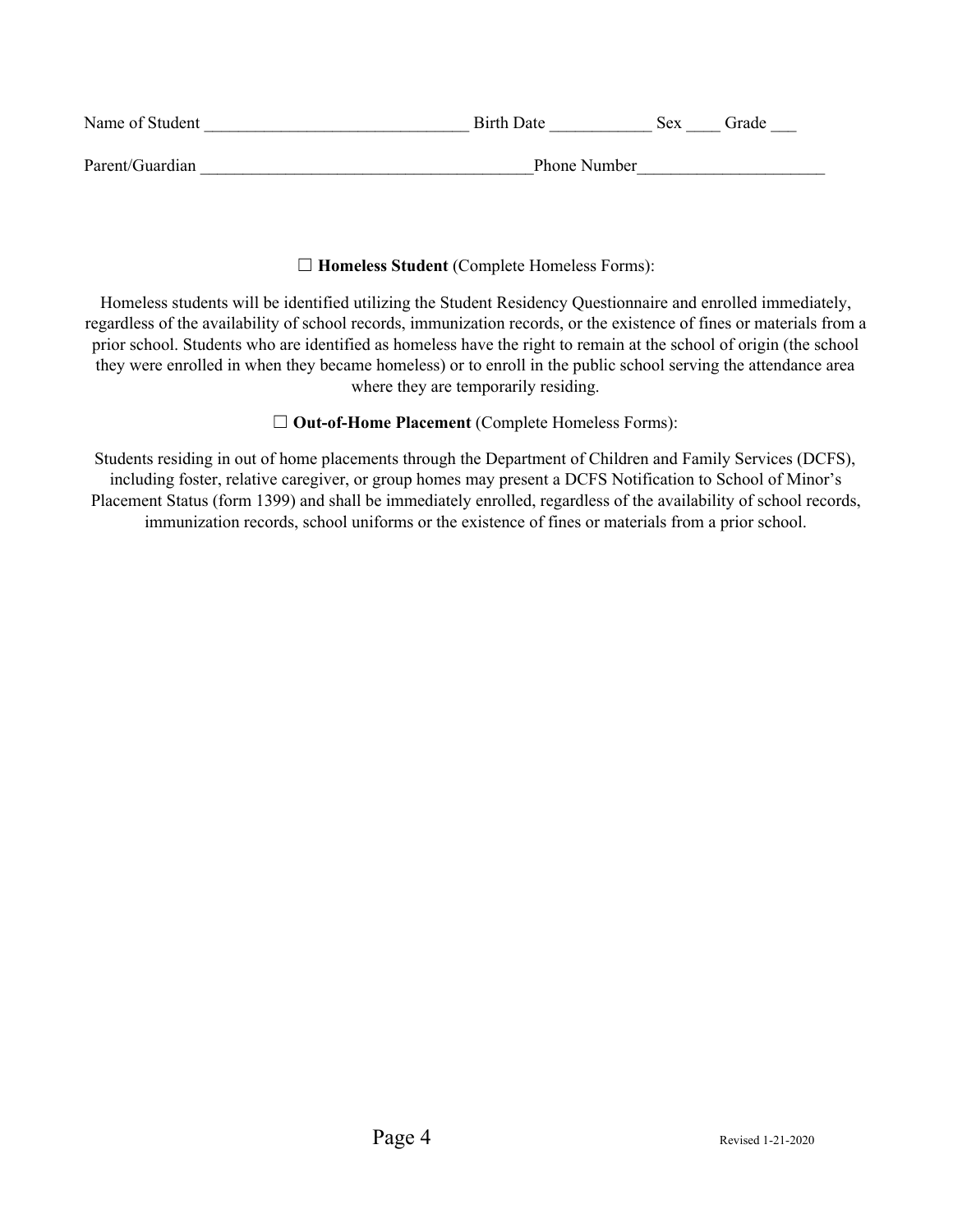Name of Student _______________________________ Birth Date ____________ Sex ____ Grade ___

Parent/Guardian _______________________________________Phone Number______________________

☐ **Homeless Student** (Complete Homeless Forms):

Homeless students will be identified utilizing the Student Residency Questionnaire and enrolled immediately, regardless of the availability of school records, immunization records, or the existence of fines or materials from a prior school. Students who are identified as homeless have the right to remain at the school of origin (the school they were enrolled in when they became homeless) or to enroll in the public school serving the attendance area where they are temporarily residing.

☐ **Out-of-Home Placement** (Complete Homeless Forms):

Students residing in out of home placements through the Department of Children and Family Services (DCFS), including foster, relative caregiver, or group homes may present a DCFS Notification to School of Minor's Placement Status (form 1399) and shall be immediately enrolled, regardless of the availability of school records, immunization records, school uniforms or the existence of fines or materials from a prior school.

Revised 1-21-2020